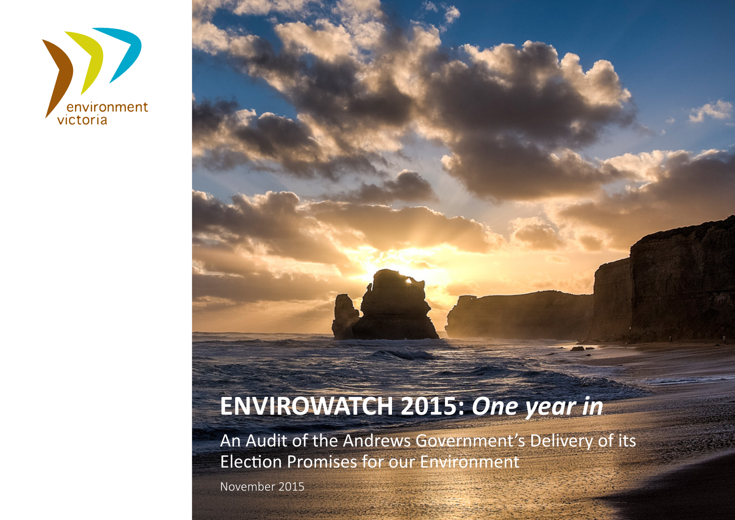environment victoria

# ENVIROWATCH 2015: *One year in*

An Audit of the Andrews Government's Delivery of its Election Promises for our Environment

November 2015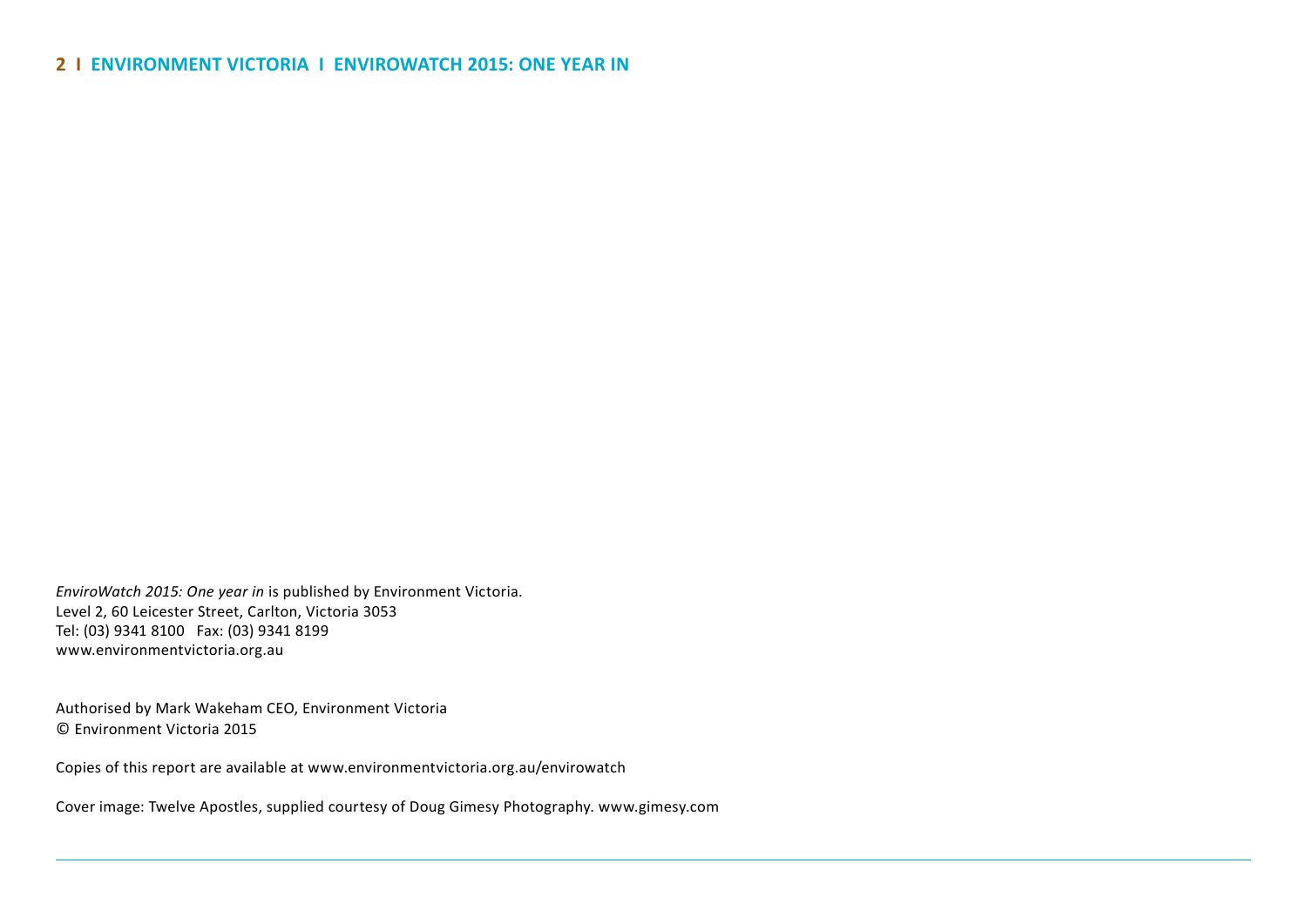*EnviroWatch 2015: One year in* is published by Environment Victoria.
Level 2, 60 Leicester Street, Carlton, Victoria 3053
Tel: (03) 9341 8100   Fax: (03) 9341 8199
www.environmentvictoria.org.au

Authorised by Mark Wakeham CEO, Environment Victoria
© Environment Victoria 2015

Copies of this report are available at www.environmentvictoria.org.au/envirowatch

Cover image: Twelve Apostles, supplied courtesy of Doug Gimesy Photography. www.gimesy.com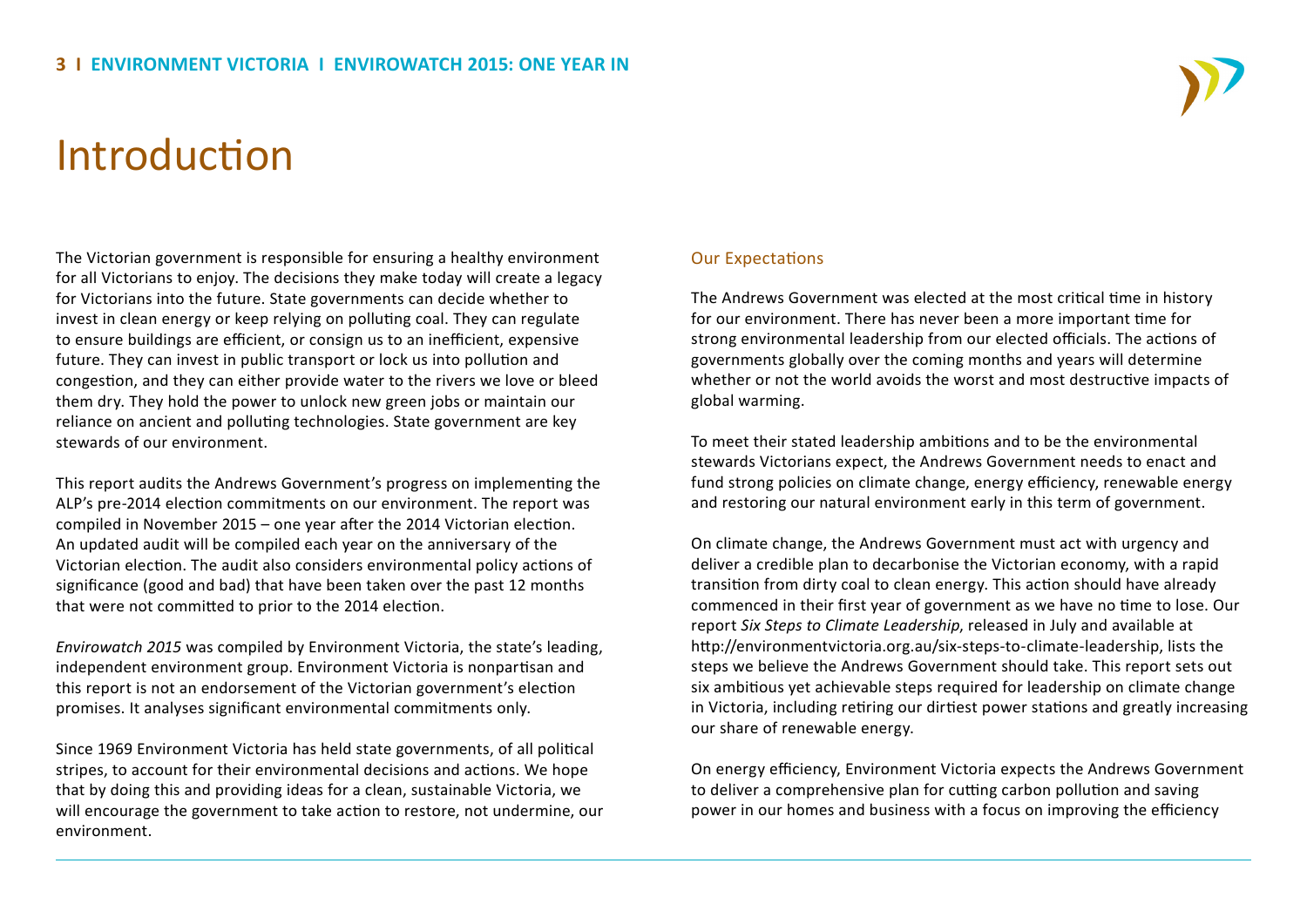# Introduction

The Victorian government is responsible for ensuring a healthy environment for all Victorians to enjoy. The decisions they make today will create a legacy for Victorians into the future. State governments can decide whether to invest in clean energy or keep relying on polluting coal. They can regulate to ensure buildings are efficient, or consign us to an inefficient, expensive future. They can invest in public transport or lock us into pollution and congestion, and they can either provide water to the rivers we love or bleed them dry. They hold the power to unlock new green jobs or maintain our reliance on ancient and polluting technologies. State government are key stewards of our environment.

This report audits the Andrews Government's progress on implementing the ALP's pre-2014 election commitments on our environment. The report was compiled in November 2015 – one year after the 2014 Victorian election. An updated audit will be compiled each year on the anniversary of the Victorian election. The audit also considers environmental policy actions of significance (good and bad) that have been taken over the past 12 months that were not committed to prior to the 2014 election.

*Envirowatch 2015* was compiled by Environment Victoria, the state's leading, independent environment group. Environment Victoria is nonpartisan and this report is not an endorsement of the Victorian government's election promises. It analyses significant environmental commitments only.

Since 1969 Environment Victoria has held state governments, of all political stripes, to account for their environmental decisions and actions. We hope that by doing this and providing ideas for a clean, sustainable Victoria, we will encourage the government to take action to restore, not undermine, our environment.

## Our Expectations

The Andrews Government was elected at the most critical time in history for our environment. There has never been a more important time for strong environmental leadership from our elected officials. The actions of governments globally over the coming months and years will determine whether or not the world avoids the worst and most destructive impacts of global warming.

To meet their stated leadership ambitions and to be the environmental stewards Victorians expect, the Andrews Government needs to enact and fund strong policies on climate change, energy efficiency, renewable energy and restoring our natural environment early in this term of government.

On climate change, the Andrews Government must act with urgency and deliver a credible plan to decarbonise the Victorian economy, with a rapid transition from dirty coal to clean energy. This action should have already commenced in their first year of government as we have no time to lose. Our report *Six Steps to Climate Leadership*, released in July and available at http://environmentvictoria.org.au/six-steps-to-climate-leadership, lists the steps we believe the Andrews Government should take. This report sets out six ambitious yet achievable steps required for leadership on climate change in Victoria, including retiring our dirtiest power stations and greatly increasing our share of renewable energy.

On energy efficiency, Environment Victoria expects the Andrews Government to deliver a comprehensive plan for cutting carbon pollution and saving power in our homes and business with a focus on improving the efficiency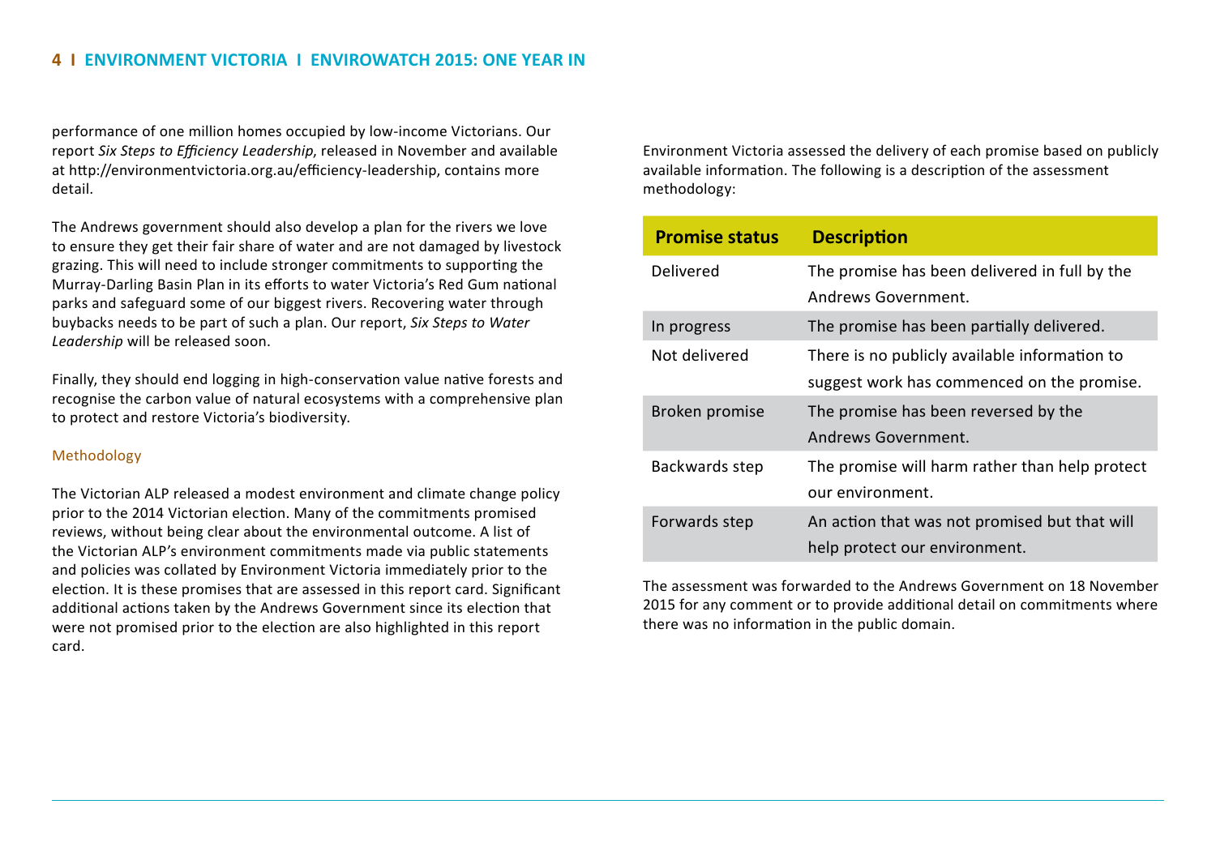performance of one million homes occupied by low-income Victorians. Our report *Six Steps to Efficiency Leadership*, released in November and available at http://environmentvictoria.org.au/efficiency-leadership, contains more detail.

The Andrews government should also develop a plan for the rivers we love to ensure they get their fair share of water and are not damaged by livestock grazing. This will need to include stronger commitments to supporting the Murray-Darling Basin Plan in its efforts to water Victoria's Red Gum national parks and safeguard some of our biggest rivers. Recovering water through buybacks needs to be part of such a plan. Our report, *Six Steps to Water Leadership* will be released soon.

Finally, they should end logging in high-conservation value native forests and recognise the carbon value of natural ecosystems with a comprehensive plan to protect and restore Victoria's biodiversity.

### Methodology

The Victorian ALP released a modest environment and climate change policy prior to the 2014 Victorian election. Many of the commitments promised reviews, without being clear about the environmental outcome. A list of the Victorian ALP's environment commitments made via public statements and policies was collated by Environment Victoria immediately prior to the election. It is these promises that are assessed in this report card. Significant additional actions taken by the Andrews Government since its election that were not promised prior to the election are also highlighted in this report card.

Environment Victoria assessed the delivery of each promise based on publicly available information. The following is a description of the assessment methodology:

| Promise status | Description |
|---|---|
| Delivered | The promise has been delivered in full by the Andrews Government. |
| In progress | The promise has been partially delivered. |
| Not delivered | There is no publicly available information to suggest work has commenced on the promise. |
| Broken promise | The promise has been reversed by the Andrews Government. |
| Backwards step | The promise will harm rather than help protect our environment. |
| Forwards step | An action that was not promised but that will help protect our environment. |

The assessment was forwarded to the Andrews Government on 18 November 2015 for any comment or to provide additional detail on commitments where there was no information in the public domain.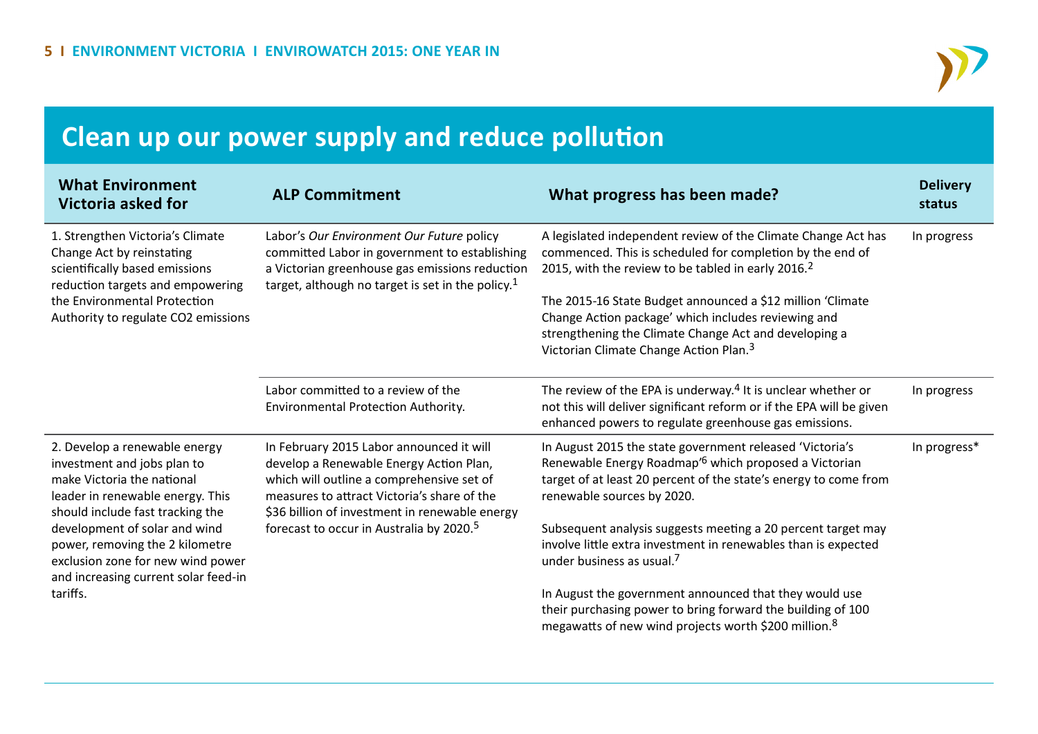## Clean up our power supply and reduce pollution

| What Environment Victoria asked for | ALP Commitment | What progress has been made? | Delivery status |
|---|---|---|---|
| 1. Strengthen Victoria's Climate Change Act by reinstating scientifically based emissions reduction targets and empowering the Environmental Protection Authority to regulate CO2 emissions | Labor's *Our Environment Our Future* policy committed Labor in government to establishing a Victorian greenhouse gas emissions reduction target, although no target is set in the policy.[1] | A legislated independent review of the Climate Change Act has commenced. This is scheduled for completion by the end of 2015, with the review to be tabled in early 2016.[2]<br><br>The 2015-16 State Budget announced a $12 million 'Climate Change Action package' which includes reviewing and strengthening the Climate Change Act and developing a Victorian Climate Change Action Plan.[3] | In progress |
| | Labor committed to a review of the Environmental Protection Authority. | The review of the EPA is underway.[4] It is unclear whether or not this will deliver significant reform or if the EPA will be given enhanced powers to regulate greenhouse gas emissions. | In progress |
| 2. Develop a renewable energy investment and jobs plan to make Victoria the national leader in renewable energy. This should include fast tracking the development of solar and wind power, removing the 2 kilometre exclusion zone for new wind power and increasing current solar feed-in tariffs. | In February 2015 Labor announced it will develop a Renewable Energy Action Plan, which will outline a comprehensive set of measures to attract Victoria's share of the $36 billion of investment in renewable energy forecast to occur in Australia by 2020.[5] | In August 2015 the state government released 'Victoria's Renewable Energy Roadmap'[6] which proposed a Victorian target of at least 20 percent of the state's energy to come from renewable sources by 2020.<br><br>Subsequent analysis suggests meeting a 20 percent target may involve little extra investment in renewables than is expected under business as usual.[7]<br><br>In August the government announced that they would use their purchasing power to bring forward the building of 100 megawatts of new wind projects worth $200 million.[8] | In progress* |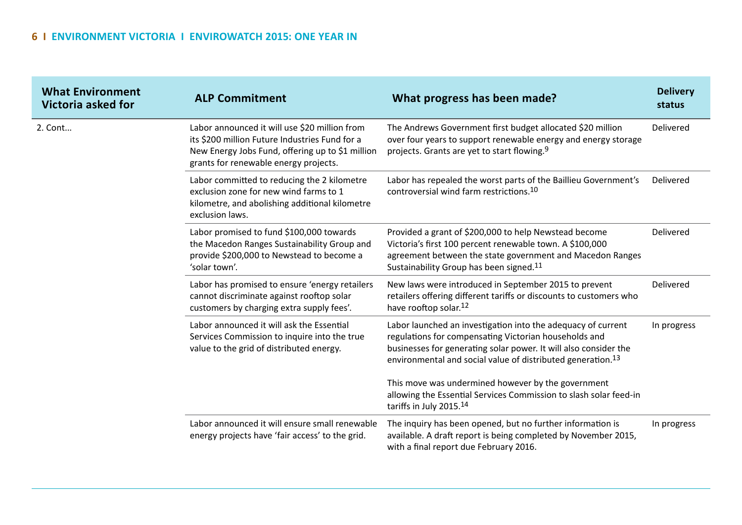| What Environment Victoria asked for | ALP Commitment | What progress has been made? | Delivery status |
|---|---|---|---|
| 2. Cont... | Labor announced it will use $20 million from its $200 million Future Industries Fund for a New Energy Jobs Fund, offering up to $1 million grants for renewable energy projects. | The Andrews Government first budget allocated $20 million over four years to support renewable energy and energy storage projects. Grants are yet to start flowing.[9] | Delivered |
| | Labor committed to reducing the 2 kilometre exclusion zone for new wind farms to 1 kilometre, and abolishing additional kilometre exclusion laws. | Labor has repealed the worst parts of the Baillieu Government's controversial wind farm restrictions.[10] | Delivered |
| | Labor promised to fund $100,000 towards the Macedon Ranges Sustainability Group and provide $200,000 to Newstead to become a 'solar town'. | Provided a grant of $200,000 to help Newstead become Victoria's first 100 percent renewable town. A $100,000 agreement between the state government and Macedon Ranges Sustainability Group has been signed.[11] | Delivered |
| | Labor has promised to ensure 'energy retailers cannot discriminate against rooftop solar customers by charging extra supply fees'. | New laws were introduced in September 2015 to prevent retailers offering different tariffs or discounts to customers who have rooftop solar.[12] | Delivered |
| | Labor announced it will ask the Essential Services Commission to inquire into the true value to the grid of distributed energy. | Labor launched an investigation into the adequacy of current regulations for compensating Victorian households and businesses for generating solar power. It will also consider the environmental and social value of distributed generation.[13]<br><br>This move was undermined however by the government allowing the Essential Services Commission to slash solar feed-in tariffs in July 2015.[14] | In progress |
| | Labor announced it will ensure small renewable energy projects have 'fair access' to the grid. | The inquiry has been opened, but no further information is available. A draft report is being completed by November 2015, with a final report due February 2016. | In progress |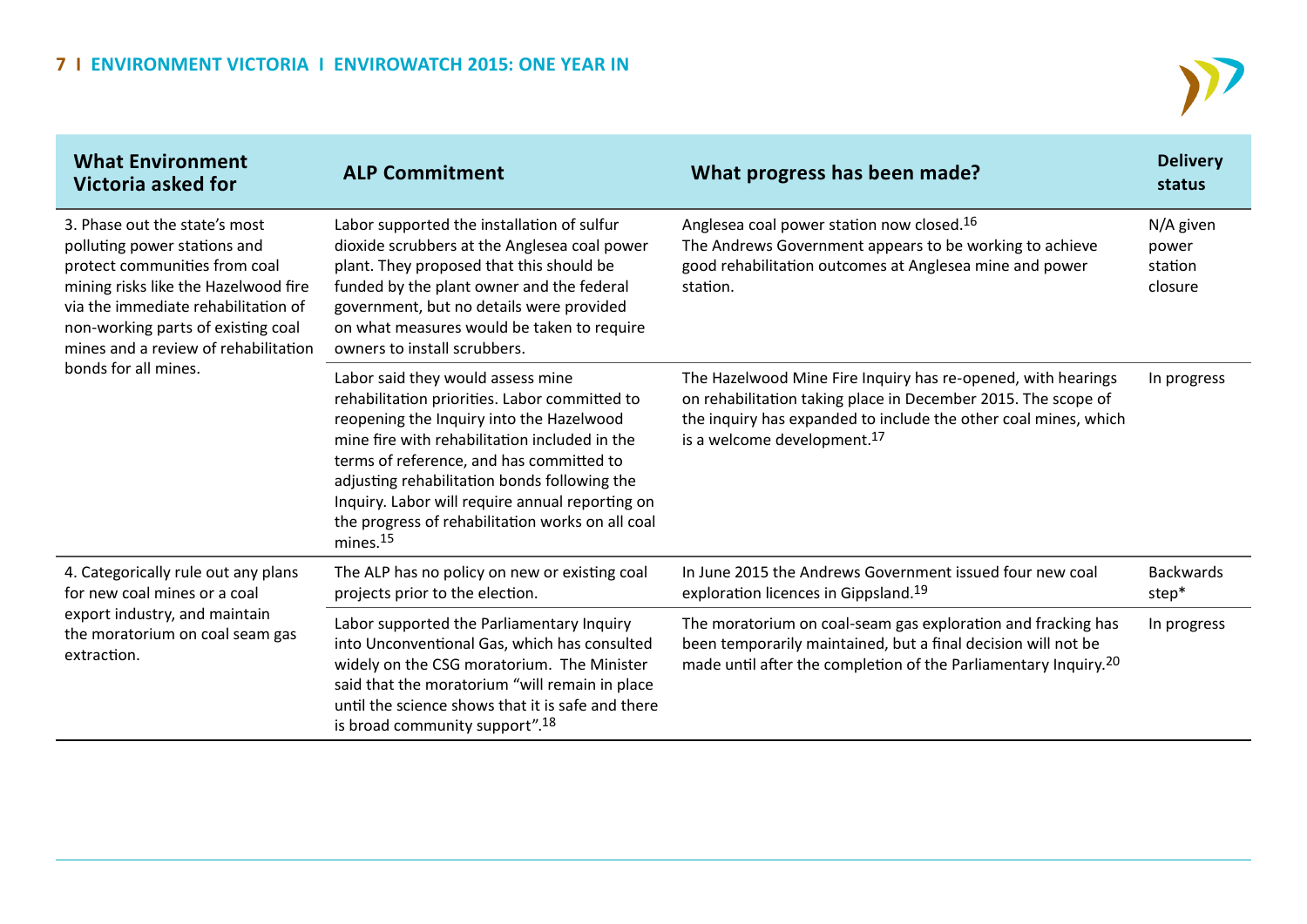| What Environment Victoria asked for | ALP Commitment | What progress has been made? | Delivery status |
|---|---|---|---|
| 3. Phase out the state's most polluting power stations and protect communities from coal mining risks like the Hazelwood fire via the immediate rehabilitation of non-working parts of existing coal mines and a review of rehabilitation bonds for all mines. | Labor supported the installation of sulfur dioxide scrubbers at the Anglesea coal power plant. They proposed that this should be funded by the plant owner and the federal government, but no details were provided on what measures would be taken to require owners to install scrubbers. | Anglesea coal power station now closed.[16] The Andrews Government appears to be working to achieve good rehabilitation outcomes at Anglesea mine and power station. | N/A given power station closure |
| | Labor said they would assess mine rehabilitation priorities. Labor committed to reopening the Inquiry into the Hazelwood mine fire with rehabilitation included in the terms of reference, and has committed to adjusting rehabilitation bonds following the Inquiry. Labor will require annual reporting on the progress of rehabilitation works on all coal mines.[15] | The Hazelwood Mine Fire Inquiry has re-opened, with hearings on rehabilitation taking place in December 2015. The scope of the inquiry has expanded to include the other coal mines, which is a welcome development.[17] | In progress |
| 4. Categorically rule out any plans for new coal mines or a coal export industry, and maintain the moratorium on coal seam gas extraction. | The ALP has no policy on new or existing coal projects prior to the election. | In June 2015 the Andrews Government issued four new coal exploration licences in Gippsland.[19] | Backwards step* |
| | Labor supported the Parliamentary Inquiry into Unconventional Gas, which has consulted widely on the CSG moratorium. The Minister said that the moratorium "will remain in place until the science shows that it is safe and there is broad community support".[18] | The moratorium on coal-seam gas exploration and fracking has been temporarily maintained, but a final decision will not be made until after the completion of the Parliamentary Inquiry.[20] | In progress |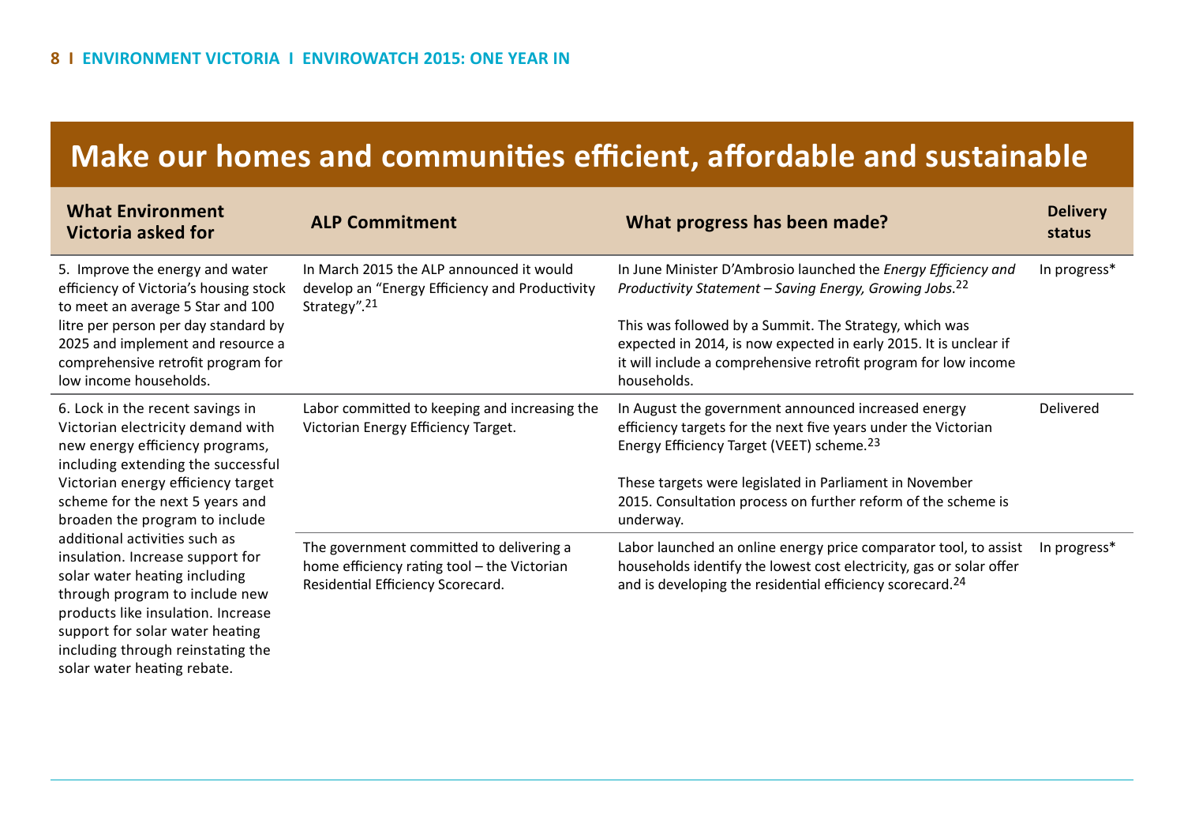# Make our homes and communities efficient, affordable and sustainable

| What Environment Victoria asked for | ALP Commitment | What progress has been made? | Delivery status |
|---|---|---|---|
| 5. Improve the energy and water efficiency of Victoria's housing stock to meet an average 5 Star and 100 litre per person per day standard by 2025 and implement and resource a comprehensive retrofit program for low income households. | In March 2015 the ALP announced it would develop an "Energy Efficiency and Productivity Strategy".[21] | In June Minister D'Ambrosio launched the *Energy Efficiency and Productivity Statement – Saving Energy, Growing Jobs*.[22]<br><br>This was followed by a Summit. The Strategy, which was expected in 2014, is now expected in early 2015. It is unclear if it will include a comprehensive retrofit program for low income households. | In progress* |
| 6. Lock in the recent savings in Victorian electricity demand with new energy efficiency programs, including extending the successful Victorian energy efficiency target scheme for the next 5 years and broaden the program to include additional activities such as insulation. Increase support for solar water heating including through program to include new products like insulation. Increase support for solar water heating including through reinstating the solar water heating rebate. | Labor committed to keeping and increasing the Victorian Energy Efficiency Target. | In August the government announced increased energy efficiency targets for the next five years under the Victorian Energy Efficiency Target (VEET) scheme.[23]<br><br>These targets were legislated in Parliament in November 2015. Consultation process on further reform of the scheme is underway. | Delivered |
| | The government committed to delivering a home efficiency rating tool – the Victorian Residential Efficiency Scorecard. | Labor launched an online energy price comparator tool, to assist households identify the lowest cost electricity, gas or solar offer and is developing the residential efficiency scorecard.[24] | In progress* |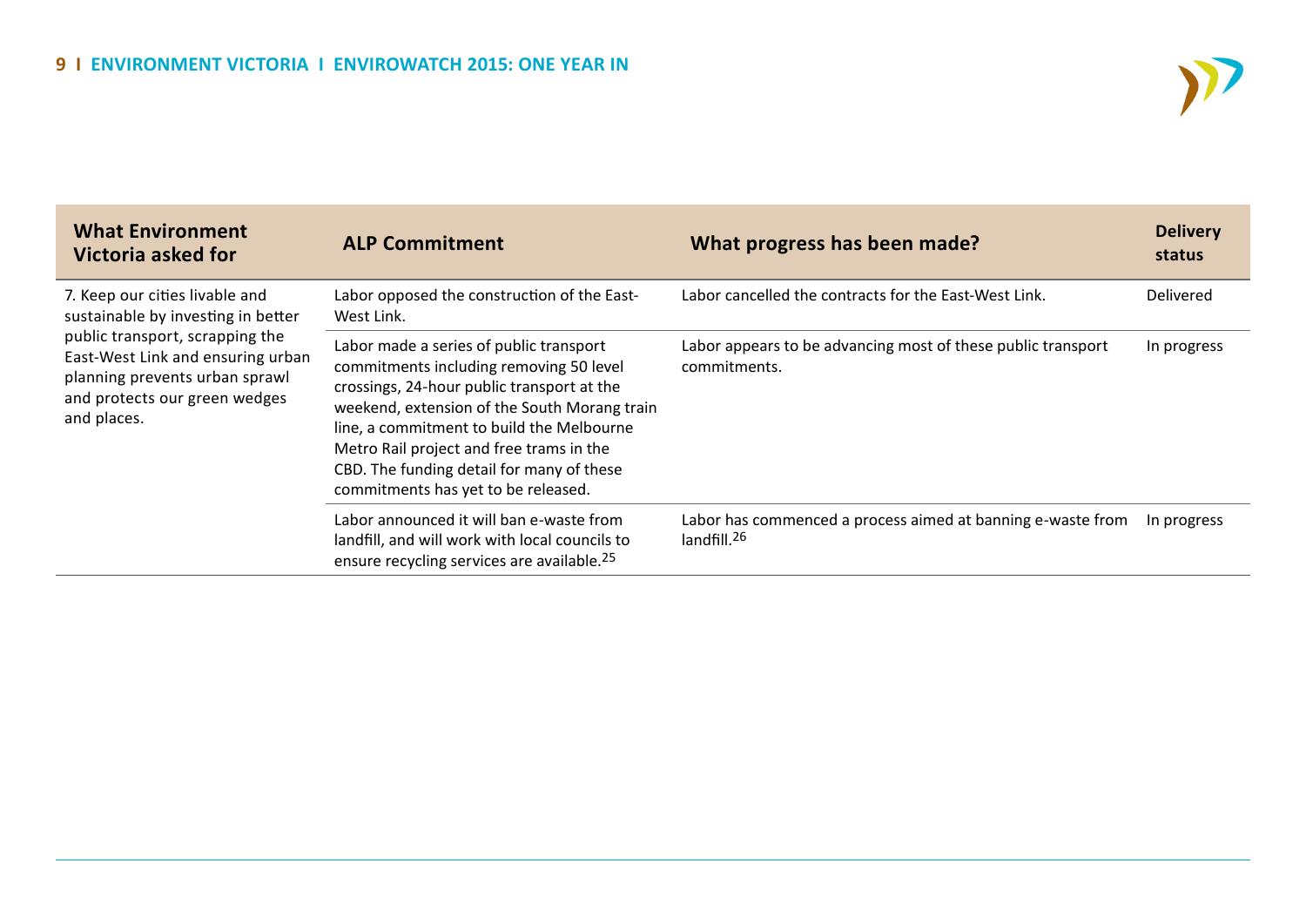| What Environment Victoria asked for | ALP Commitment | What progress has been made? | Delivery status |
|---|---|---|---|
| 7. Keep our cities livable and sustainable by investing in better public transport, scrapping the East-West Link and ensuring urban planning prevents urban sprawl and protects our green wedges and places. | Labor opposed the construction of the East-West Link. | Labor cancelled the contracts for the East-West Link. | Delivered |
| | Labor made a series of public transport commitments including removing 50 level crossings, 24-hour public transport at the weekend, extension of the South Morang train line, a commitment to build the Melbourne Metro Rail project and free trams in the CBD. The funding detail for many of these commitments has yet to be released. | Labor appears to be advancing most of these public transport commitments. | In progress |
| | Labor announced it will ban e-waste from landfill, and will work with local councils to ensure recycling services are available.[25] | Labor has commenced a process aimed at banning e-waste from landfill.[26] | In progress |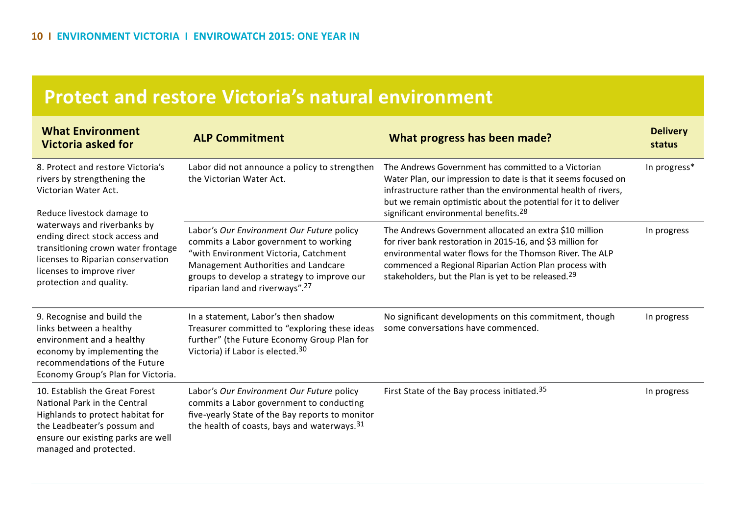# Protect and restore Victoria's natural environment

| What Environment Victoria asked for | ALP Commitment | What progress has been made? | Delivery status |
|---|---|---|---|
| 8. Protect and restore Victoria's rivers by strengthening the Victorian Water Act. | Labor did not announce a policy to strengthen the Victorian Water Act. | The Andrews Government has committed to a Victorian Water Plan, our impression to date is that it seems focused on infrastructure rather than the environmental health of rivers, but we remain optimistic about the potential for it to deliver significant environmental benefits.[28] | In progress* |
| Reduce livestock damage to waterways and riverbanks by ending direct stock access and transitioning crown water frontage licenses to Riparian conservation licenses to improve river protection and quality. | Labor's *Our Environment Our Future* policy commits a Labor government to working "with Environment Victoria, Catchment Management Authorities and Landcare groups to develop a strategy to improve our riparian land and riverways".[27] | The Andrews Government allocated an extra $10 million for river bank restoration in 2015-16, and $3 million for environmental water flows for the Thomson River. The ALP commenced a Regional Riparian Action Plan process with stakeholders, but the Plan is yet to be released.[29] | In progress |
| 9. Recognise and build the links between a healthy environment and a healthy economy by implementing the recommendations of the Future Economy Group's Plan for Victoria. | In a statement, Labor's then shadow Treasurer committed to "exploring these ideas further" (the Future Economy Group Plan for Victoria) if Labor is elected.[30] | No significant developments on this commitment, though some conversations have commenced. | In progress |
| 10. Establish the Great Forest National Park in the Central Highlands to protect habitat for the Leadbeater's possum and ensure our existing parks are well managed and protected. | Labor's *Our Environment Our Future* policy commits a Labor government to conducting five-yearly State of the Bay reports to monitor the health of coasts, bays and waterways.[31] | First State of the Bay process initiated.[35] | In progress |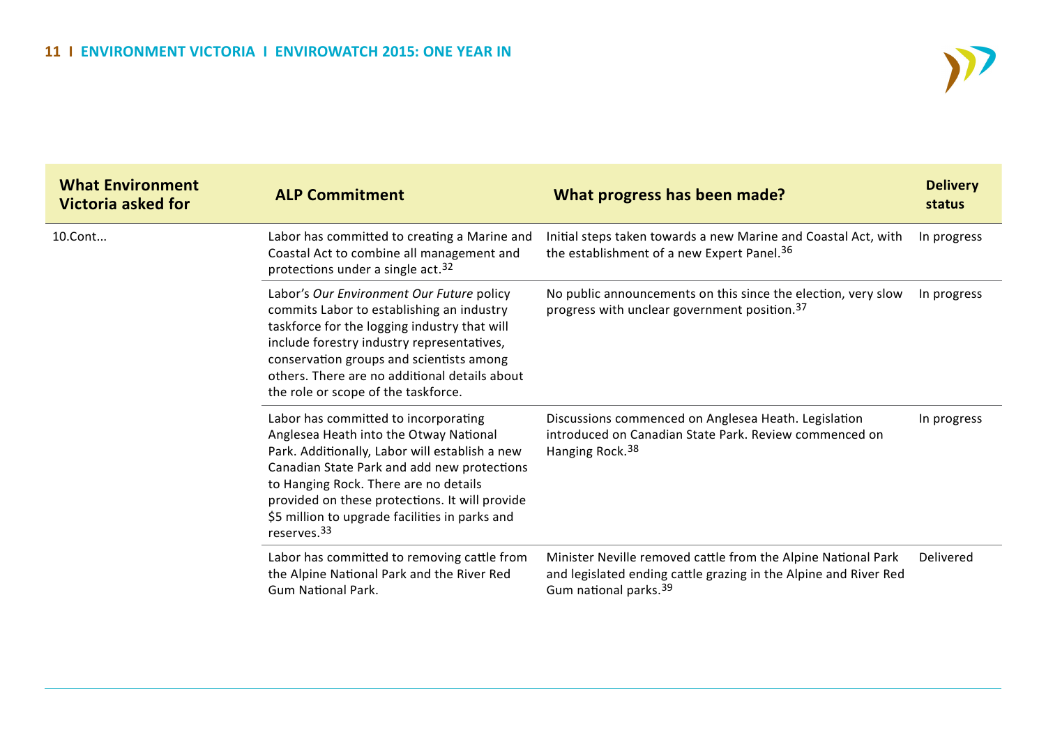| What Environment Victoria asked for | ALP Commitment | What progress has been made? | Delivery status |
|---|---|---|---|
| 10.Cont... | Labor has committed to creating a Marine and Coastal Act to combine all management and protections under a single act.[32] | Initial steps taken towards a new Marine and Coastal Act, with the establishment of a new Expert Panel.[36] | In progress |
| | Labor's *Our Environment Our Future* policy commits Labor to establishing an industry taskforce for the logging industry that will include forestry industry representatives, conservation groups and scientists among others. There are no additional details about the role or scope of the taskforce. | No public announcements on this since the election, very slow progress with unclear government position.[37] | In progress |
| | Labor has committed to incorporating Anglesea Heath into the Otway National Park. Additionally, Labor will establish a new Canadian State Park and add new protections to Hanging Rock. There are no details provided on these protections. It will provide $5 million to upgrade facilities in parks and reserves.[33] | Discussions commenced on Anglesea Heath. Legislation introduced on Canadian State Park. Review commenced on Hanging Rock.[38] | In progress |
| | Labor has committed to removing cattle from the Alpine National Park and the River Red Gum National Park. | Minister Neville removed cattle from the Alpine National Park and legislated ending cattle grazing in the Alpine and River Red Gum national parks.[39] | Delivered |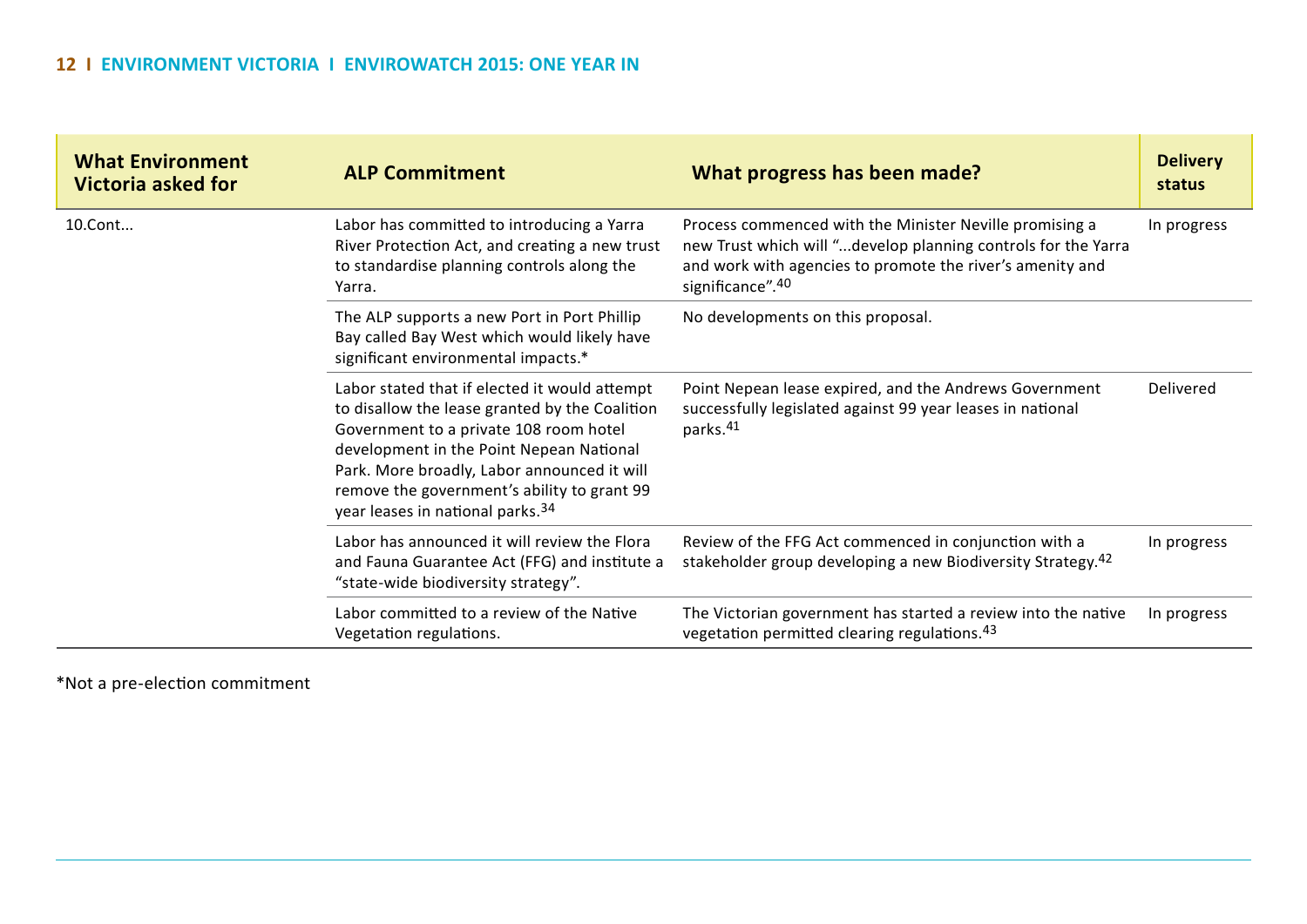| What Environment Victoria asked for | ALP Commitment | What progress has been made? | Delivery status |
|---|---|---|---|
| 10.Cont... | Labor has committed to introducing a Yarra River Protection Act, and creating a new trust to standardise planning controls along the Yarra. | Process commenced with the Minister Neville promising a new Trust which will "...develop planning controls for the Yarra and work with agencies to promote the river's amenity and significance".[40] | In progress |
| | The ALP supports a new Port in Port Phillip Bay called Bay West which would likely have significant environmental impacts.* | No developments on this proposal. | |
| | Labor stated that if elected it would attempt to disallow the lease granted by the Coalition Government to a private 108 room hotel development in the Point Nepean National Park. More broadly, Labor announced it will remove the government's ability to grant 99 year leases in national parks.[34] | Point Nepean lease expired, and the Andrews Government successfully legislated against 99 year leases in national parks.[41] | Delivered |
| | Labor has announced it will review the Flora and Fauna Guarantee Act (FFG) and institute a "state-wide biodiversity strategy". | Review of the FFG Act commenced in conjunction with a stakeholder group developing a new Biodiversity Strategy.[42] | In progress |
| | Labor committed to a review of the Native Vegetation regulations. | The Victorian government has started a review into the native vegetation permitted clearing regulations.[43] | In progress |

*Not a pre-election commitment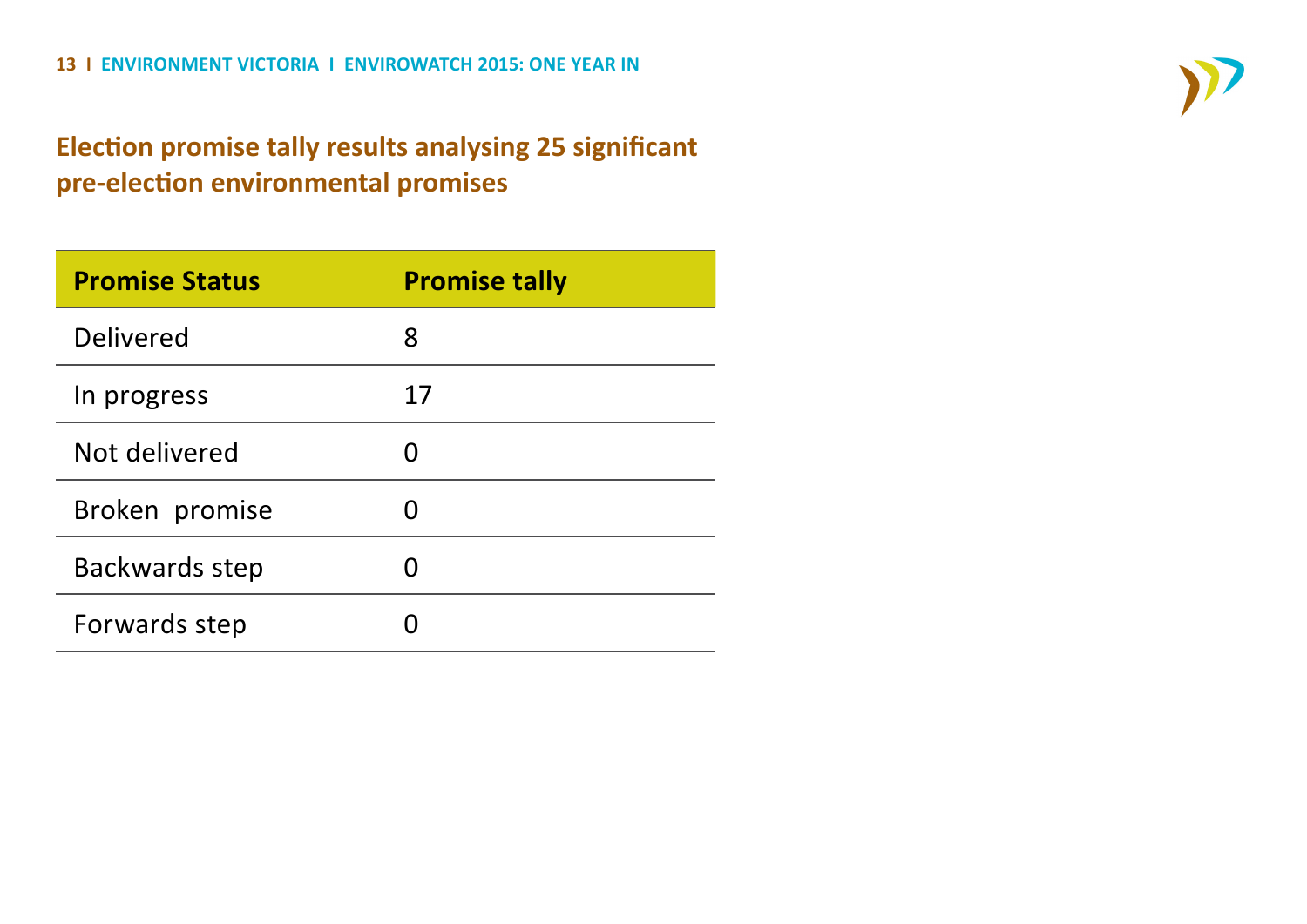## Election promise tally results analysing 25 significant pre-election environmental promises

| Promise Status | Promise tally |
|---|---|
| Delivered | 8 |
| In progress | 17 |
| Not delivered | 0 |
| Broken  promise | 0 |
| Backwards step | 0 |
| Forwards step | 0 |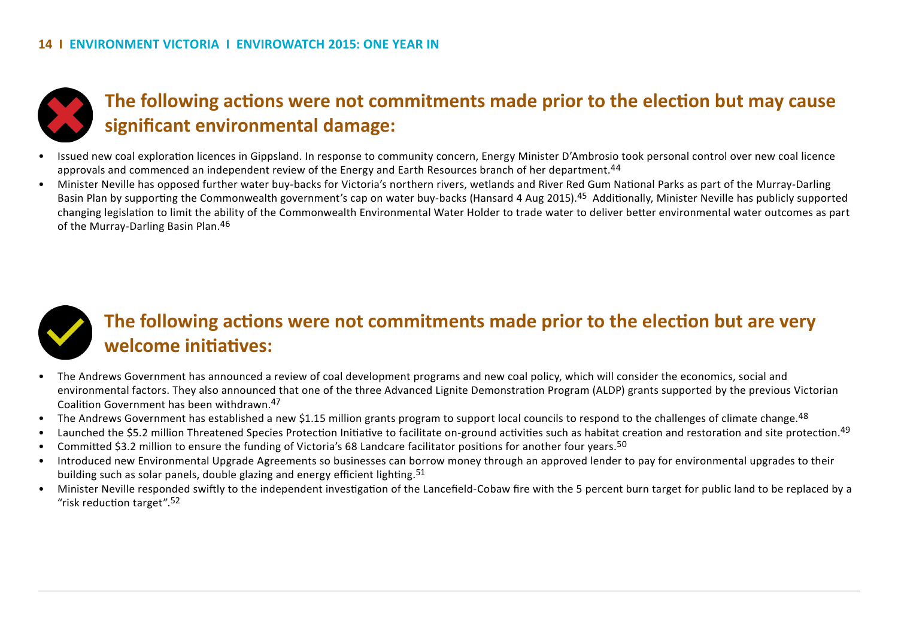## The following actions were not commitments made prior to the election but may cause significant environmental damage:

- Issued new coal exploration licences in Gippsland. In response to community concern, Energy Minister D'Ambrosio took personal control over new coal licence approvals and commenced an independent review of the Energy and Earth Resources branch of her department.[44]
- Minister Neville has opposed further water buy-backs for Victoria's northern rivers, wetlands and River Red Gum National Parks as part of the Murray-Darling Basin Plan by supporting the Commonwealth government's cap on water buy-backs (Hansard 4 Aug 2015).[45] Additionally, Minister Neville has publicly supported changing legislation to limit the ability of the Commonwealth Environmental Water Holder to trade water to deliver better environmental water outcomes as part of the Murray-Darling Basin Plan.[46]

## The following actions were not commitments made prior to the election but are very welcome initiatives:

- The Andrews Government has announced a review of coal development programs and new coal policy, which will consider the economics, social and environmental factors. They also announced that one of the three Advanced Lignite Demonstration Program (ALDP) grants supported by the previous Victorian Coalition Government has been withdrawn.[47]
- The Andrews Government has established a new $1.15 million grants program to support local councils to respond to the challenges of climate change.[48]
- Launched the $5.2 million Threatened Species Protection Initiative to facilitate on-ground activities such as habitat creation and restoration and site protection.[49]
- Committed $3.2 million to ensure the funding of Victoria's 68 Landcare facilitator positions for another four years.[50]
- Introduced new Environmental Upgrade Agreements so businesses can borrow money through an approved lender to pay for environmental upgrades to their building such as solar panels, double glazing and energy efficient lighting.[51]
- Minister Neville responded swiftly to the independent investigation of the Lancefield-Cobaw fire with the 5 percent burn target for public land to be replaced by a "risk reduction target".[52]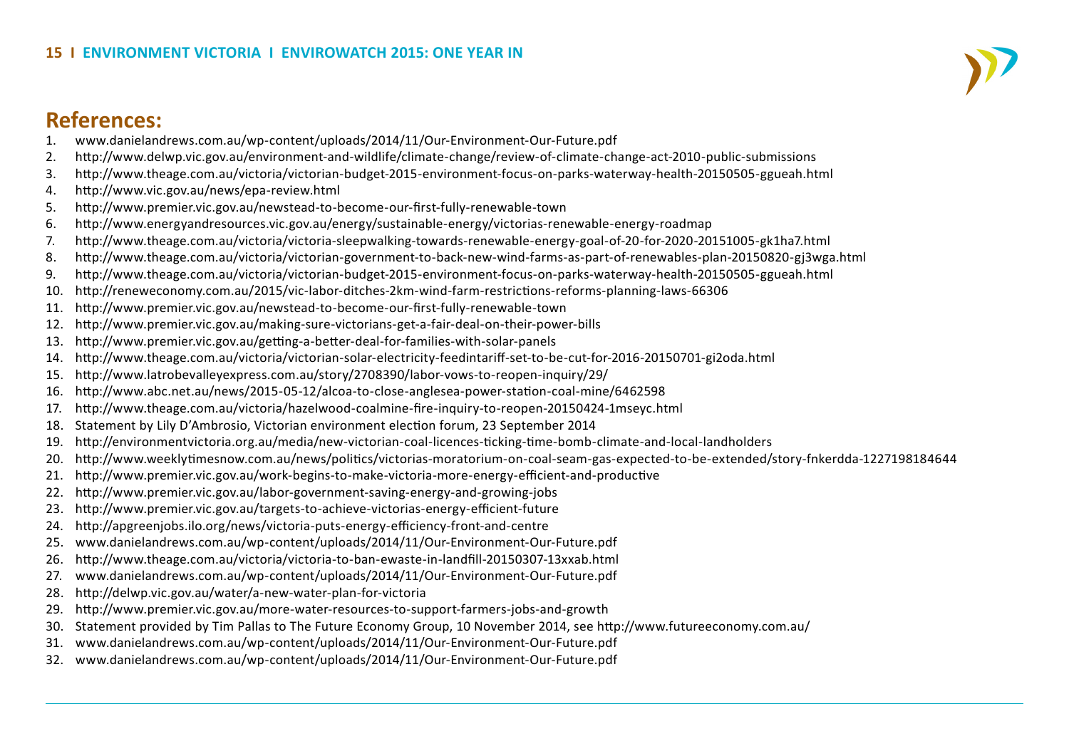## References:

1. www.danielandrews.com.au/wp-content/uploads/2014/11/Our-Environment-Our-Future.pdf
2. http://www.delwp.vic.gov.au/environment-and-wildlife/climate-change/review-of-climate-change-act-2010-public-submissions
3. http://www.theage.com.au/victoria/victorian-budget-2015-environment-focus-on-parks-waterway-health-20150505-ggueah.html
4. http://www.vic.gov.au/news/epa-review.html
5. http://www.premier.vic.gov.au/newstead-to-become-our-first-fully-renewable-town
6. http://www.energyandresources.vic.gov.au/energy/sustainable-energy/victorias-renewable-energy-roadmap
7. http://www.theage.com.au/victoria/victoria-sleepwalking-towards-renewable-energy-goal-of-20-for-2020-20151005-gk1ha7.html
8. http://www.theage.com.au/victoria/victorian-government-to-back-new-wind-farms-as-part-of-renewables-plan-20150820-gj3wga.html
9. http://www.theage.com.au/victoria/victorian-budget-2015-environment-focus-on-parks-waterway-health-20150505-ggueah.html
10. http://reneweconomy.com.au/2015/vic-labor-ditches-2km-wind-farm-restrictions-reforms-planning-laws-66306
11. http://www.premier.vic.gov.au/newstead-to-become-our-first-fully-renewable-town
12. http://www.premier.vic.gov.au/making-sure-victorians-get-a-fair-deal-on-their-power-bills
13. http://www.premier.vic.gov.au/getting-a-better-deal-for-families-with-solar-panels
14. http://www.theage.com.au/victoria/victorian-solar-electricity-feedintariff-set-to-be-cut-for-2016-20150701-gi2oda.html
15. http://www.latrobevalleyexpress.com.au/story/2708390/labor-vows-to-reopen-inquiry/29/
16. http://www.abc.net.au/news/2015-05-12/alcoa-to-close-anglesea-power-station-coal-mine/6462598
17. http://www.theage.com.au/victoria/hazelwood-coalmine-fire-inquiry-to-reopen-20150424-1mseyc.html
18. Statement by Lily D'Ambrosio, Victorian environment election forum, 23 September 2014
19. http://environmentvictoria.org.au/media/new-victorian-coal-licences-ticking-time-bomb-climate-and-local-landholders
20. http://www.weeklytimesnow.com.au/news/politics/victorias-moratorium-on-coal-seam-gas-expected-to-be-extended/story-fnkerdda-1227198184644
21. http://www.premier.vic.gov.au/work-begins-to-make-victoria-more-energy-efficient-and-productive
22. http://www.premier.vic.gov.au/labor-government-saving-energy-and-growing-jobs
23. http://www.premier.vic.gov.au/targets-to-achieve-victorias-energy-efficient-future
24. http://apgreenjobs.ilo.org/news/victoria-puts-energy-efficiency-front-and-centre
25. www.danielandrews.com.au/wp-content/uploads/2014/11/Our-Environment-Our-Future.pdf
26. http://www.theage.com.au/victoria/victoria-to-ban-ewaste-in-landfill-20150307-13xxab.html
27. www.danielandrews.com.au/wp-content/uploads/2014/11/Our-Environment-Our-Future.pdf
28. http://delwp.vic.gov.au/water/a-new-water-plan-for-victoria
29. http://www.premier.vic.gov.au/more-water-resources-to-support-farmers-jobs-and-growth
30. Statement provided by Tim Pallas to The Future Economy Group, 10 November 2014, see http://www.futureeconomy.com.au/
31. www.danielandrews.com.au/wp-content/uploads/2014/11/Our-Environment-Our-Future.pdf
32. www.danielandrews.com.au/wp-content/uploads/2014/11/Our-Environment-Our-Future.pdf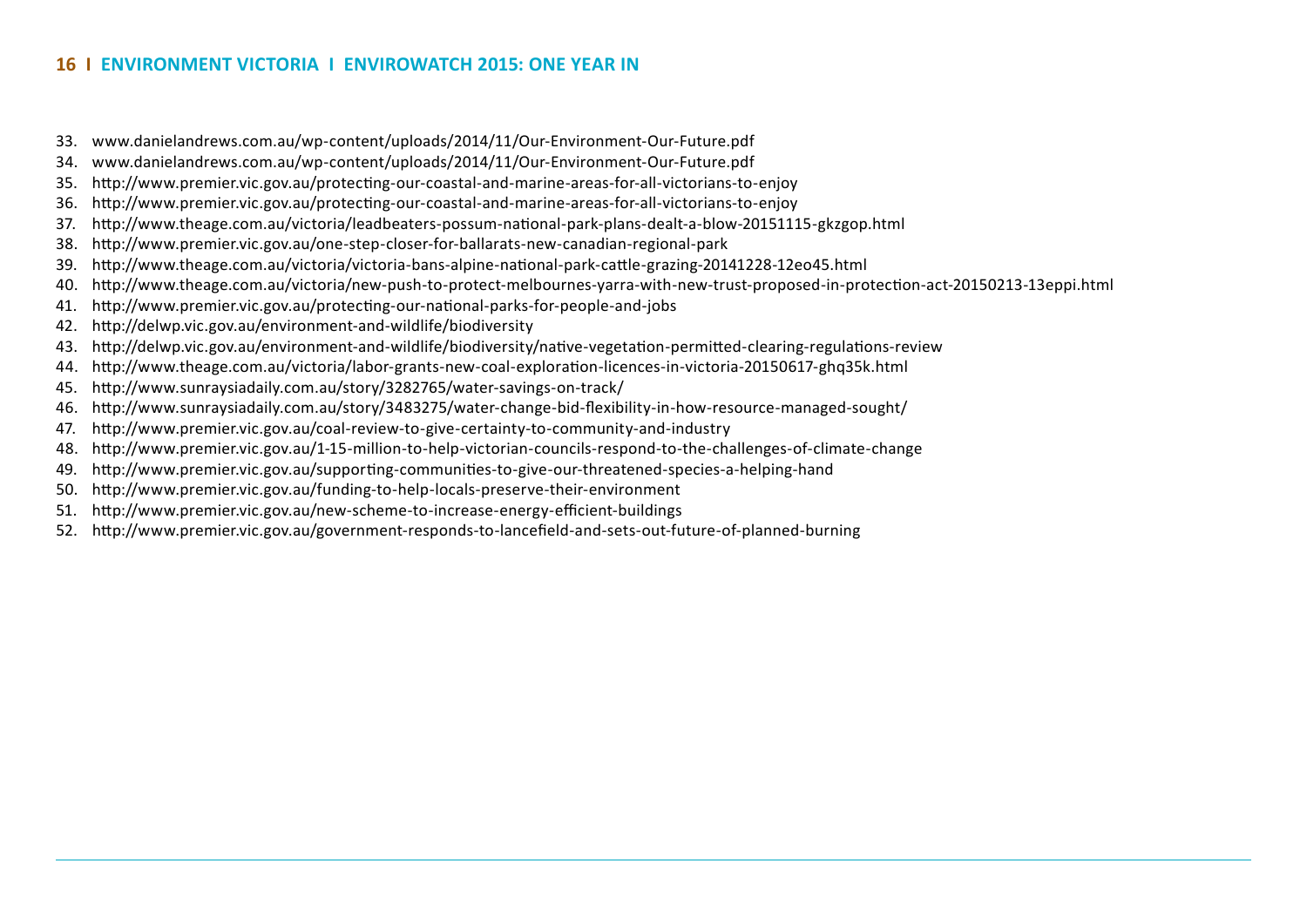33. www.danielandrews.com.au/wp-content/uploads/2014/11/Our-Environment-Our-Future.pdf
34. www.danielandrews.com.au/wp-content/uploads/2014/11/Our-Environment-Our-Future.pdf
35. http://www.premier.vic.gov.au/protecting-our-coastal-and-marine-areas-for-all-victorians-to-enjoy
36. http://www.premier.vic.gov.au/protecting-our-coastal-and-marine-areas-for-all-victorians-to-enjoy
37. http://www.theage.com.au/victoria/leadbeaters-possum-national-park-plans-dealt-a-blow-20151115-gkzgop.html
38. http://www.premier.vic.gov.au/one-step-closer-for-ballarats-new-canadian-regional-park
39. http://www.theage.com.au/victoria/victoria-bans-alpine-national-park-cattle-grazing-20141228-12eo45.html
40. http://www.theage.com.au/victoria/new-push-to-protect-melbournes-yarra-with-new-trust-proposed-in-protection-act-20150213-13eppi.html
41. http://www.premier.vic.gov.au/protecting-our-national-parks-for-people-and-jobs
42. http://delwp.vic.gov.au/environment-and-wildlife/biodiversity
43. http://delwp.vic.gov.au/environment-and-wildlife/biodiversity/native-vegetation-permitted-clearing-regulations-review
44. http://www.theage.com.au/victoria/labor-grants-new-coal-exploration-licences-in-victoria-20150617-ghq35k.html
45. http://www.sunraysiadaily.com.au/story/3282765/water-savings-on-track/
46. http://www.sunraysiadaily.com.au/story/3483275/water-change-bid-flexibility-in-how-resource-managed-sought/
47. http://www.premier.vic.gov.au/coal-review-to-give-certainty-to-community-and-industry
48. http://www.premier.vic.gov.au/1-15-million-to-help-victorian-councils-respond-to-the-challenges-of-climate-change
49. http://www.premier.vic.gov.au/supporting-communities-to-give-our-threatened-species-a-helping-hand
50. http://www.premier.vic.gov.au/funding-to-help-locals-preserve-their-environment
51. http://www.premier.vic.gov.au/new-scheme-to-increase-energy-efficient-buildings
52. http://www.premier.vic.gov.au/government-responds-to-lancefield-and-sets-out-future-of-planned-burning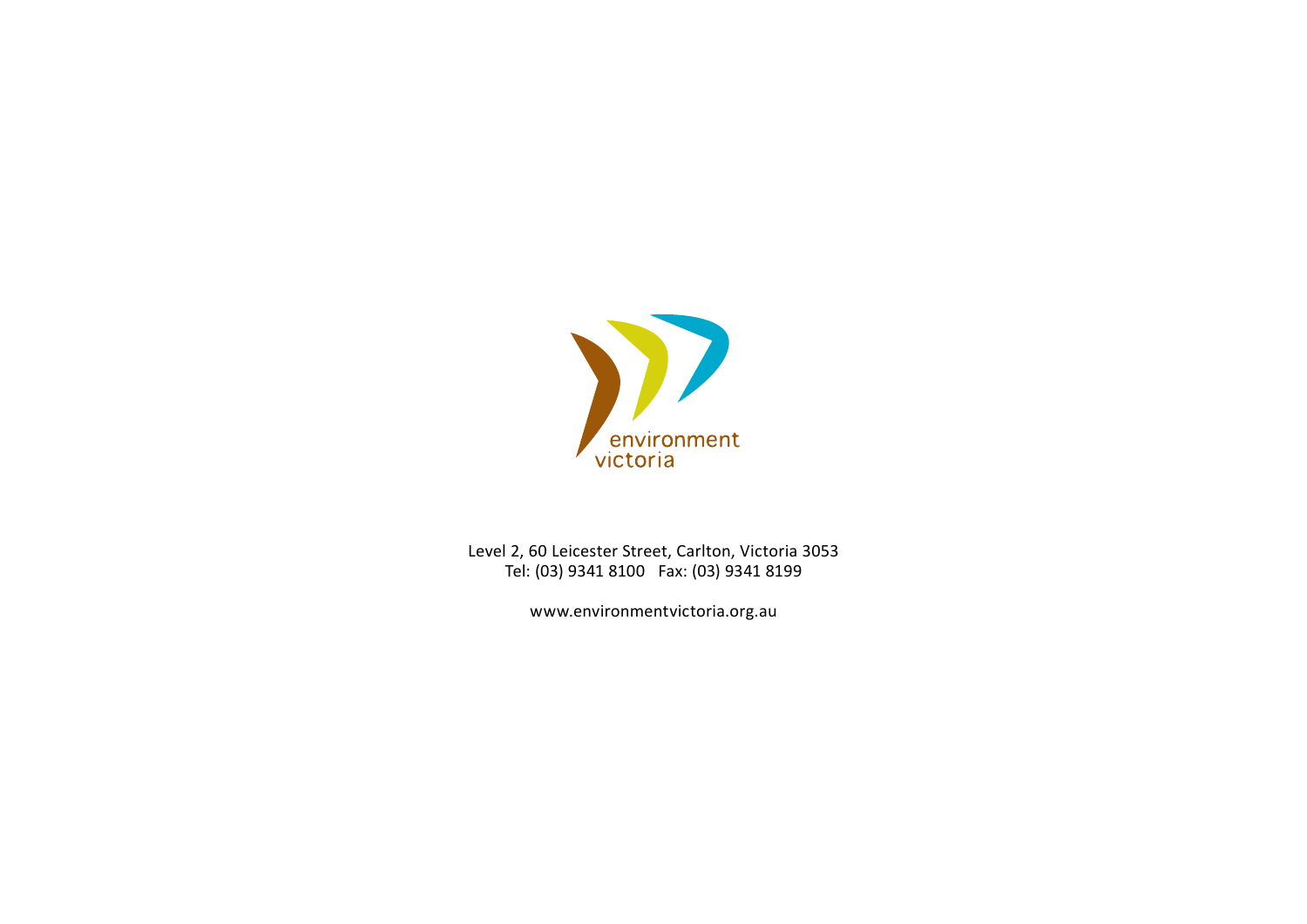environment
victoria

Level 2, 60 Leicester Street, Carlton, Victoria 3053
Tel: (03) 9341 8100   Fax: (03) 9341 8199

www.environmentvictoria.org.au